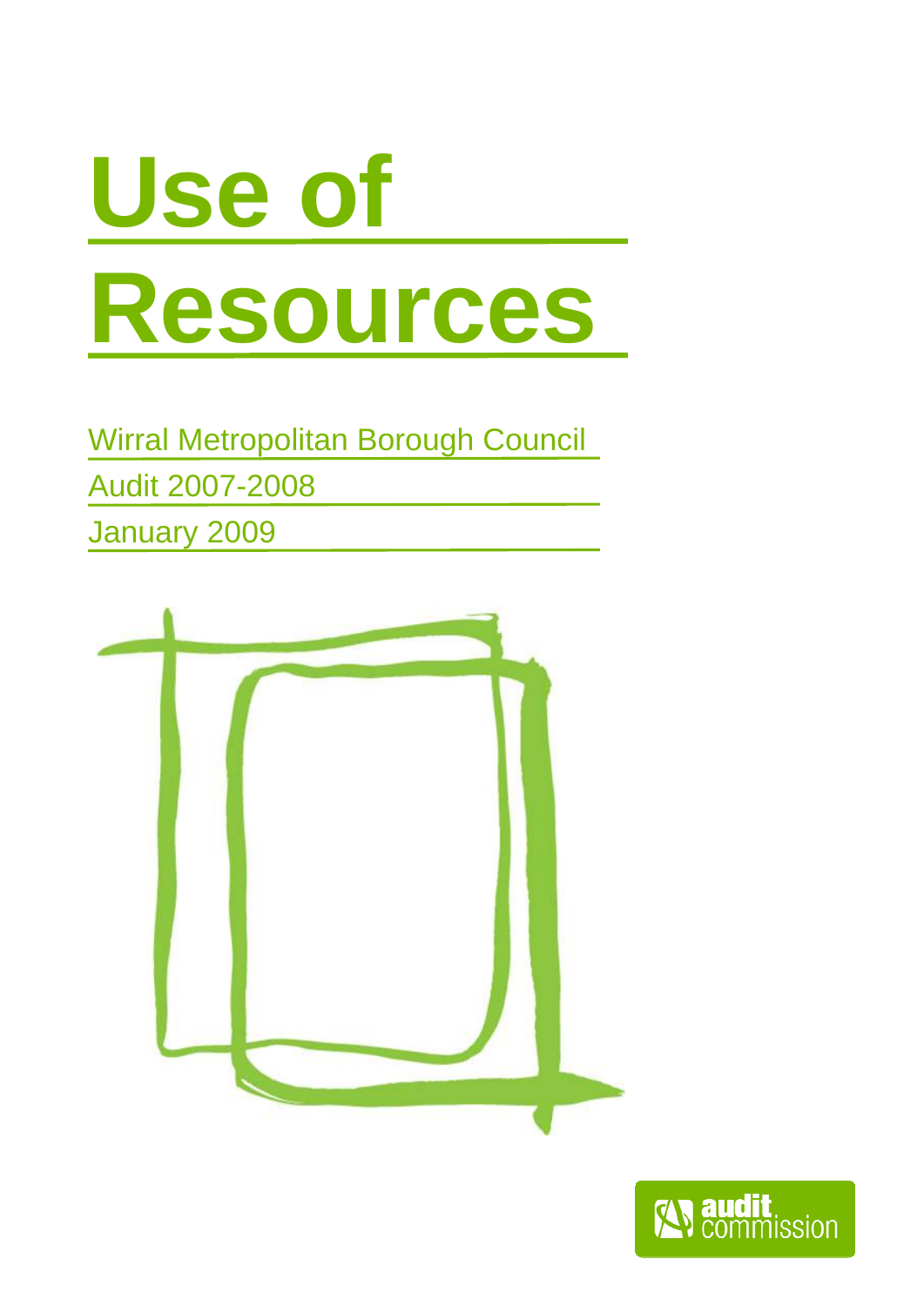# Use of Resources

Wirral Metropolitan Borough Council

Audit 2007-2008

January 2009

audit commission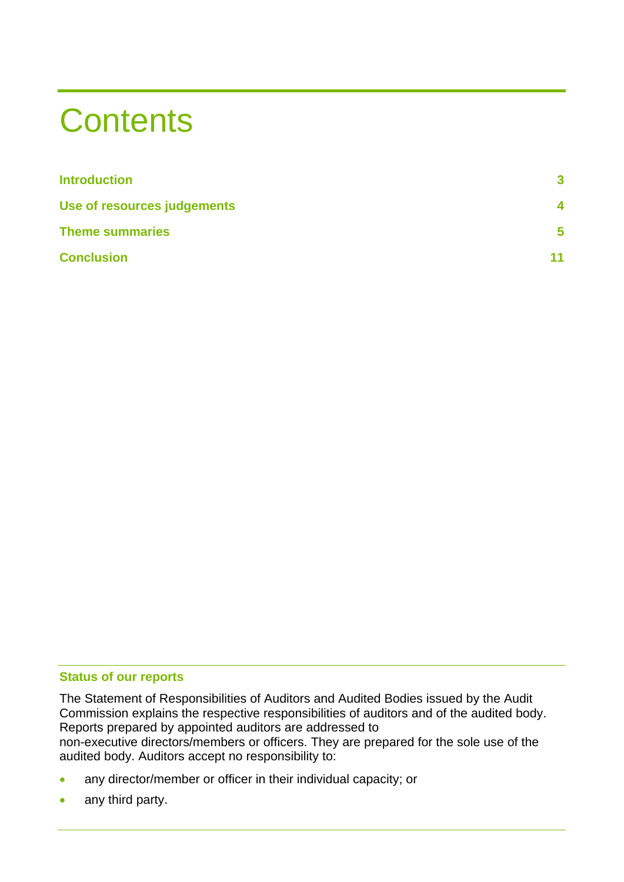# Contents

| | |
|---|---|
| **Introduction** | **3** |
| **Use of resources judgements** | **4** |
| **Theme summaries** | **5** |
| **Conclusion** | **11** |

### Status of our reports

The Statement of Responsibilities of Auditors and Audited Bodies issued by the Audit Commission explains the respective responsibilities of auditors and of the audited body. Reports prepared by appointed auditors are addressed to non-executive directors/members or officers. They are prepared for the sole use of the audited body. Auditors accept no responsibility to:

- any director/member or officer in their individual capacity; or
- any third party.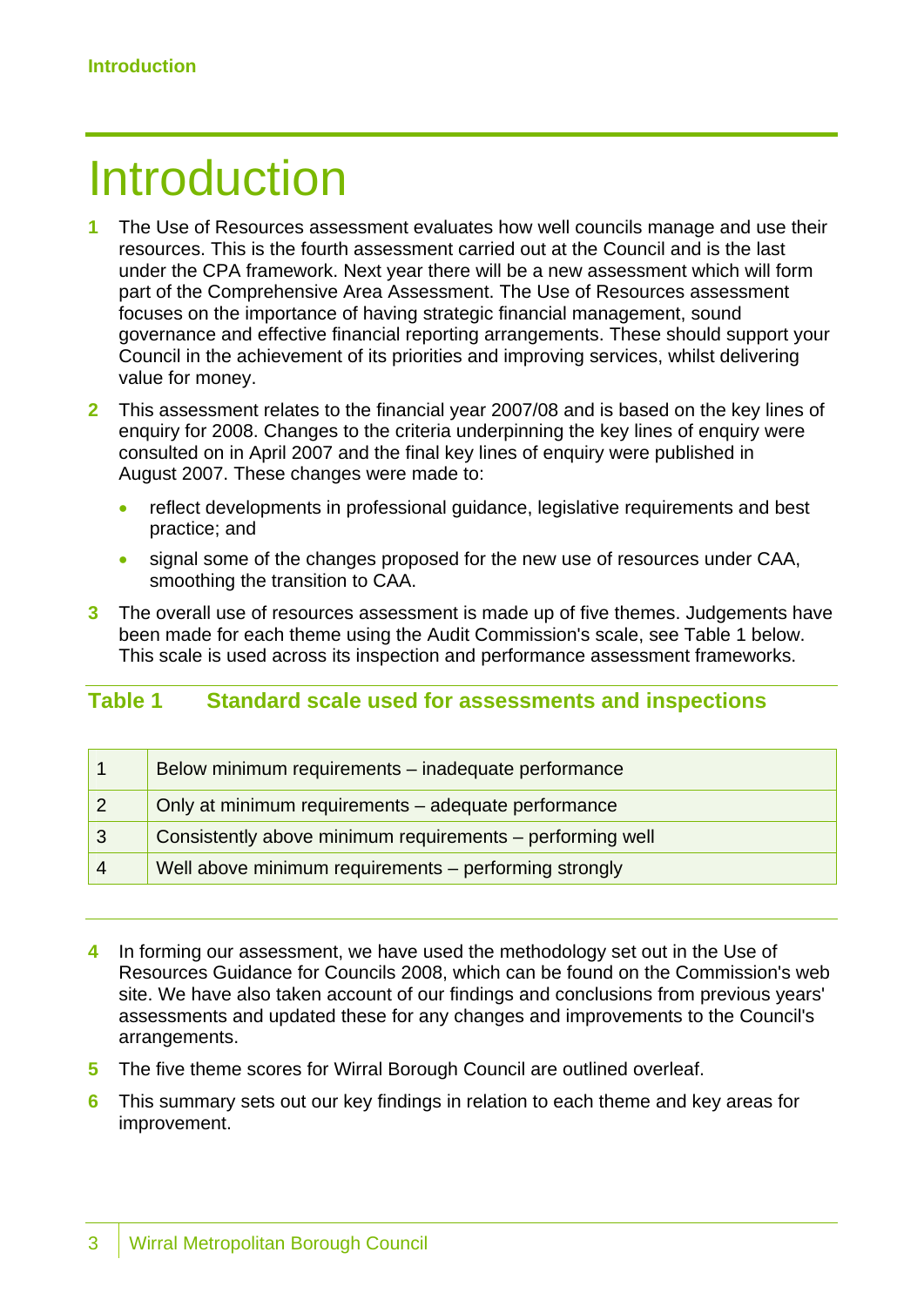# Introduction

1. The Use of Resources assessment evaluates how well councils manage and use their resources. This is the fourth assessment carried out at the Council and is the last under the CPA framework. Next year there will be a new assessment which will form part of the Comprehensive Area Assessment. The Use of Resources assessment focuses on the importance of having strategic financial management, sound governance and effective financial reporting arrangements. These should support your Council in the achievement of its priorities and improving services, whilst delivering value for money.

2. This assessment relates to the financial year 2007/08 and is based on the key lines of enquiry for 2008. Changes to the criteria underpinning the key lines of enquiry were consulted on in April 2007 and the final key lines of enquiry were published in August 2007. These changes were made to:
   - reflect developments in professional guidance, legislative requirements and best practice; and
   - signal some of the changes proposed for the new use of resources under CAA, smoothing the transition to CAA.

3. The overall use of resources assessment is made up of five themes. Judgements have been made for each theme using the Audit Commission's scale, see Table 1 below. This scale is used across its inspection and performance assessment frameworks.

**Table 1 Standard scale used for assessments and inspections**

| | |
|---|---|
| 1 | Below minimum requirements – inadequate performance |
| 2 | Only at minimum requirements – adequate performance |
| 3 | Consistently above minimum requirements – performing well |
| 4 | Well above minimum requirements – performing strongly |

4. In forming our assessment, we have used the methodology set out in the Use of Resources Guidance for Councils 2008, which can be found on the Commission's web site. We have also taken account of our findings and conclusions from previous years' assessments and updated these for any changes and improvements to the Council's arrangements.

5. The five theme scores for Wirral Borough Council are outlined overleaf.

6. This summary sets out our key findings in relation to each theme and key areas for improvement.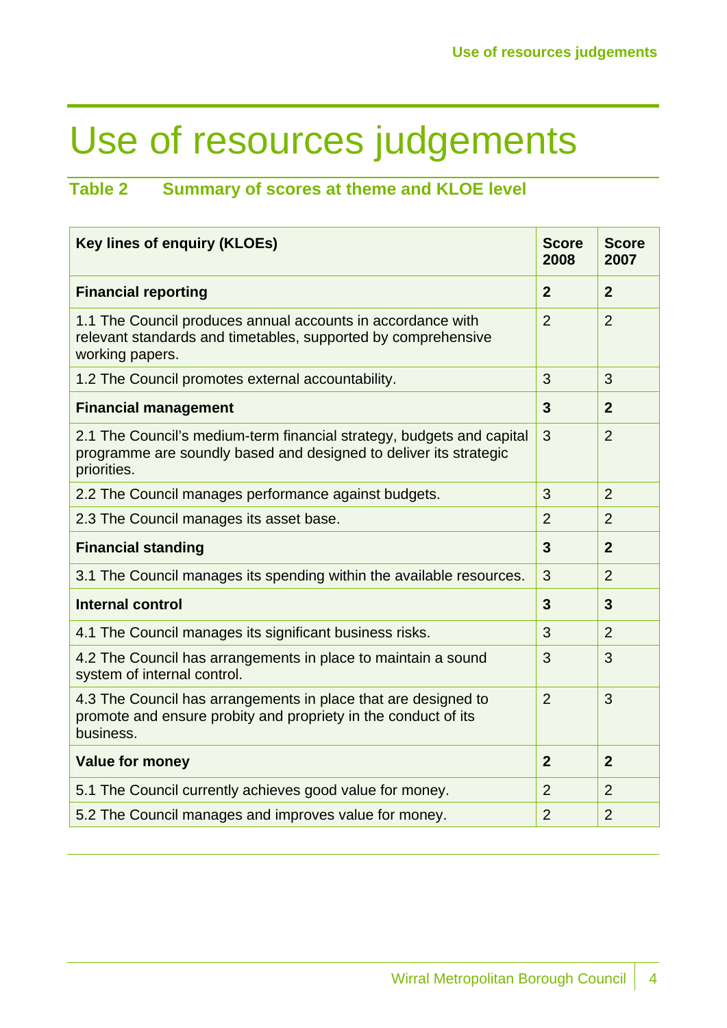# Use of resources judgements

### Table 2 Summary of scores at theme and KLOE level

| Key lines of enquiry (KLOEs) | Score 2008 | Score 2007 |
|---|---|---|
| **Financial reporting** | **2** | **2** |
| 1.1 The Council produces annual accounts in accordance with relevant standards and timetables, supported by comprehensive working papers. | 2 | 2 |
| 1.2 The Council promotes external accountability. | 3 | 3 |
| **Financial management** | **3** | **2** |
| 2.1 The Council's medium-term financial strategy, budgets and capital programme are soundly based and designed to deliver its strategic priorities. | 3 | 2 |
| 2.2 The Council manages performance against budgets. | 3 | 2 |
| 2.3 The Council manages its asset base. | 2 | 2 |
| **Financial standing** | **3** | **2** |
| 3.1 The Council manages its spending within the available resources. | 3 | 2 |
| **Internal control** | **3** | **3** |
| 4.1 The Council manages its significant business risks. | 3 | 2 |
| 4.2 The Council has arrangements in place to maintain a sound system of internal control. | 3 | 3 |
| 4.3 The Council has arrangements in place that are designed to promote and ensure probity and propriety in the conduct of its business. | 2 | 3 |
| **Value for money** | **2** | **2** |
| 5.1 The Council currently achieves good value for money. | 2 | 2 |
| 5.2 The Council manages and improves value for money. | 2 | 2 |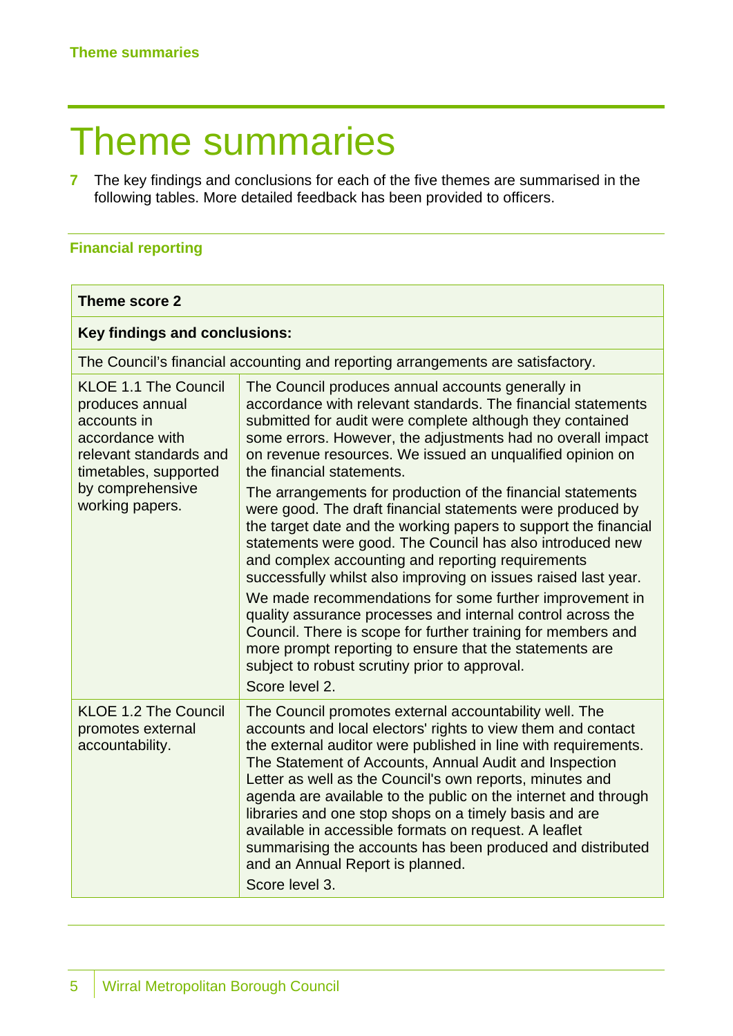# Theme summaries

**7** The key findings and conclusions for each of the five themes are summarised in the following tables. More detailed feedback has been provided to officers.

## Financial reporting

| **Theme score 2** | |
|---|---|
| **Key findings and conclusions:** | |
| The Council's financial accounting and reporting arrangements are satisfactory. | |
| KLOE 1.1 The Council produces annual accounts in accordance with relevant standards and timetables, supported by comprehensive working papers. | The Council produces annual accounts generally in accordance with relevant standards. The financial statements submitted for audit were complete although they contained some errors. However, the adjustments had no overall impact on revenue resources. We issued an unqualified opinion on the financial statements.<br>The arrangements for production of the financial statements were good. The draft financial statements were produced by the target date and the working papers to support the financial statements were good. The Council has also introduced new and complex accounting and reporting requirements successfully whilst also improving on issues raised last year.<br>We made recommendations for some further improvement in quality assurance processes and internal control across the Council. There is scope for further training for members and more prompt reporting to ensure that the statements are subject to robust scrutiny prior to approval.<br>Score level 2. |
| KLOE 1.2 The Council promotes external accountability. | The Council promotes external accountability well. The accounts and local electors' rights to view them and contact the external auditor were published in line with requirements. The Statement of Accounts, Annual Audit and Inspection Letter as well as the Council's own reports, minutes and agenda are available to the public on the internet and through libraries and one stop shops on a timely basis and are available in accessible formats on request. A leaflet summarising the accounts has been produced and distributed and an Annual Report is planned.<br>Score level 3. |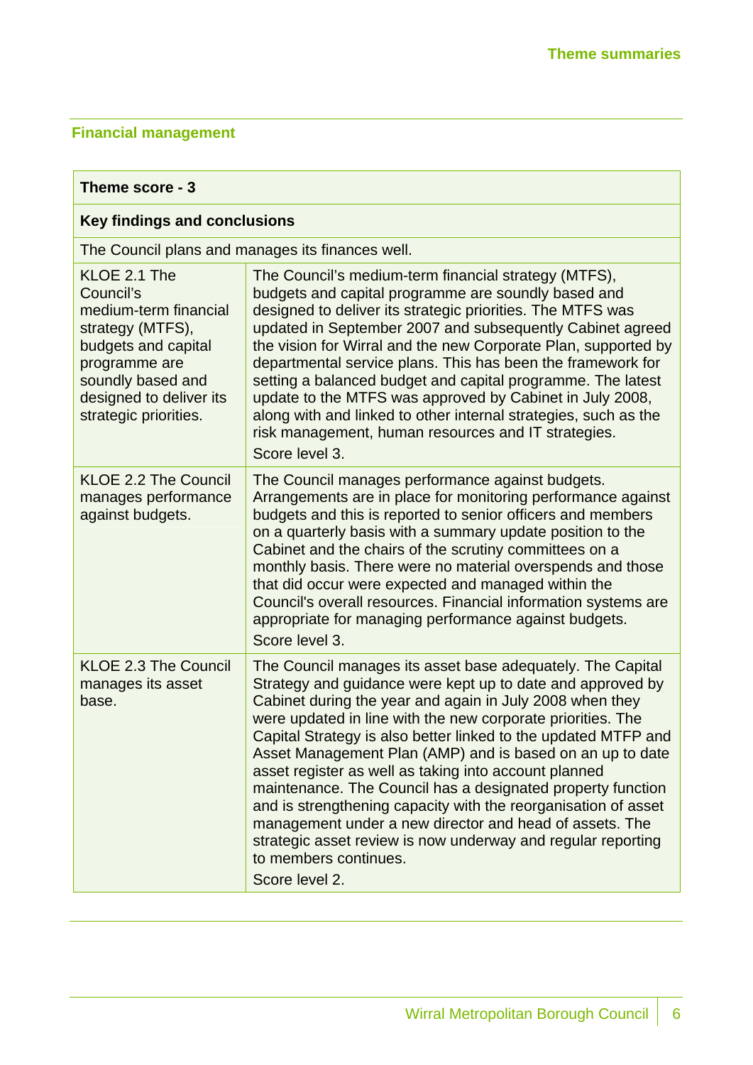## Financial management

| Theme score - 3 | |
|---|---|
| **Key findings and conclusions** | |
| The Council plans and manages its finances well. | |
| KLOE 2.1 The Council's medium-term financial strategy (MTFS), budgets and capital programme are soundly based and designed to deliver its strategic priorities. | The Council's medium-term financial strategy (MTFS), budgets and capital programme are soundly based and designed to deliver its strategic priorities. The MTFS was updated in September 2007 and subsequently Cabinet agreed the vision for Wirral and the new Corporate Plan, supported by departmental service plans. This has been the framework for setting a balanced budget and capital programme. The latest update to the MTFS was approved by Cabinet in July 2008, along with and linked to other internal strategies, such as the risk management, human resources and IT strategies. Score level 3. |
| KLOE 2.2 The Council manages performance against budgets. | The Council manages performance against budgets. Arrangements are in place for monitoring performance against budgets and this is reported to senior officers and members on a quarterly basis with a summary update position to the Cabinet and the chairs of the scrutiny committees on a monthly basis. There were no material overspends and those that did occur were expected and managed within the Council's overall resources. Financial information systems are appropriate for managing performance against budgets. Score level 3. |
| KLOE 2.3 The Council manages its asset base. | The Council manages its asset base adequately. The Capital Strategy and guidance were kept up to date and approved by Cabinet during the year and again in July 2008 when they were updated in line with the new corporate priorities. The Capital Strategy is also better linked to the updated MTFP and Asset Management Plan (AMP) and is based on an up to date asset register as well as taking into account planned maintenance. The Council has a designated property function and is strengthening capacity with the reorganisation of asset management under a new director and head of assets. The strategic asset review is now underway and regular reporting to members continues. Score level 2. |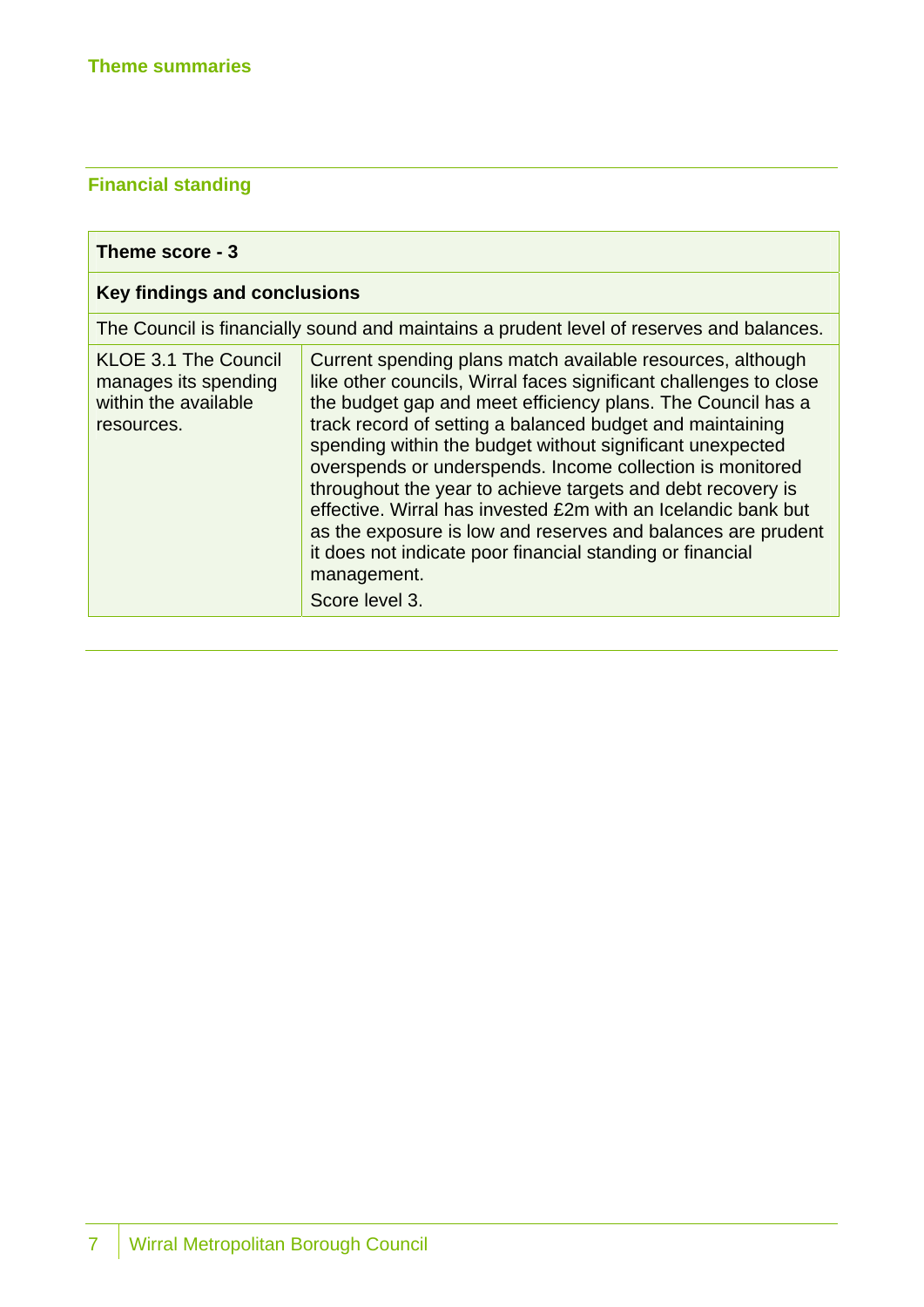## Theme summaries

### Financial standing

| Theme score - 3 | |
|---|---|
| **Key findings and conclusions** | |
| The Council is financially sound and maintains a prudent level of reserves and balances. | |
| KLOE 3.1 The Council manages its spending within the available resources. | Current spending plans match available resources, although like other councils, Wirral faces significant challenges to close the budget gap and meet efficiency plans. The Council has a track record of setting a balanced budget and maintaining spending within the budget without significant unexpected overspends or underspends. Income collection is monitored throughout the year to achieve targets and debt recovery is effective. Wirral has invested £2m with an Icelandic bank but as the exposure is low and reserves and balances are prudent it does not indicate poor financial standing or financial management. Score level 3. |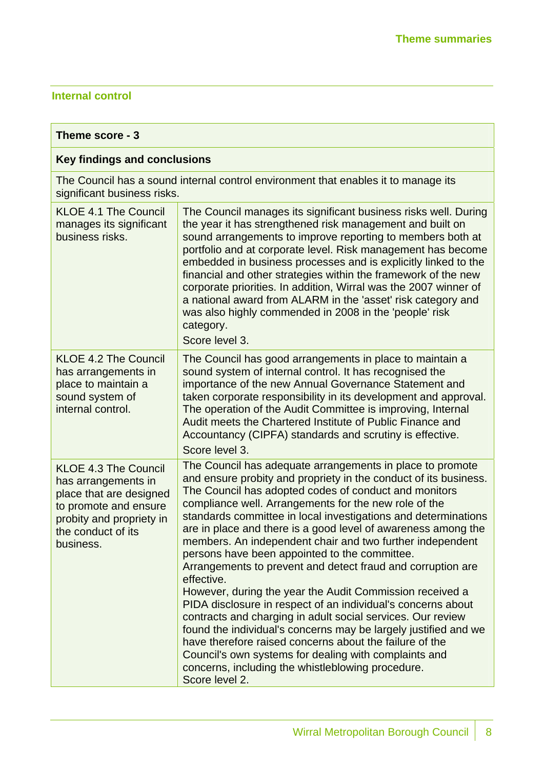## Internal control

| Theme score - 3 | |
|---|---|
| **Key findings and conclusions** | |
| The Council has a sound internal control environment that enables it to manage its significant business risks. | |
| KLOE 4.1 The Council manages its significant business risks. | The Council manages its significant business risks well. During the year it has strengthened risk management and built on sound arrangements to improve reporting to members both at portfolio and at corporate level. Risk management has become embedded in business processes and is explicitly linked to the financial and other strategies within the framework of the new corporate priorities. In addition, Wirral was the 2007 winner of a national award from ALARM in the 'asset' risk category and was also highly commended in 2008 in the 'people' risk category.<br>Score level 3. |
| KLOE 4.2 The Council has arrangements in place to maintain a sound system of internal control. | The Council has good arrangements in place to maintain a sound system of internal control. It has recognised the importance of the new Annual Governance Statement and taken corporate responsibility in its development and approval. The operation of the Audit Committee is improving, Internal Audit meets the Chartered Institute of Public Finance and Accountancy (CIPFA) standards and scrutiny is effective.<br>Score level 3. |
| KLOE 4.3 The Council has arrangements in place that are designed to promote and ensure probity and propriety in the conduct of its business. | The Council has adequate arrangements in place to promote and ensure probity and propriety in the conduct of its business. The Council has adopted codes of conduct and monitors compliance well. Arrangements for the new role of the standards committee in local investigations and determinations are in place and there is a good level of awareness among the members. An independent chair and two further independent persons have been appointed to the committee.<br>Arrangements to prevent and detect fraud and corruption are effective.<br>However, during the year the Audit Commission received a PIDA disclosure in respect of an individual's concerns about contracts and charging in adult social services. Our review found the individual's concerns may be largely justified and we have therefore raised concerns about the failure of the Council's own systems for dealing with complaints and concerns, including the whistleblowing procedure.<br>Score level 2. |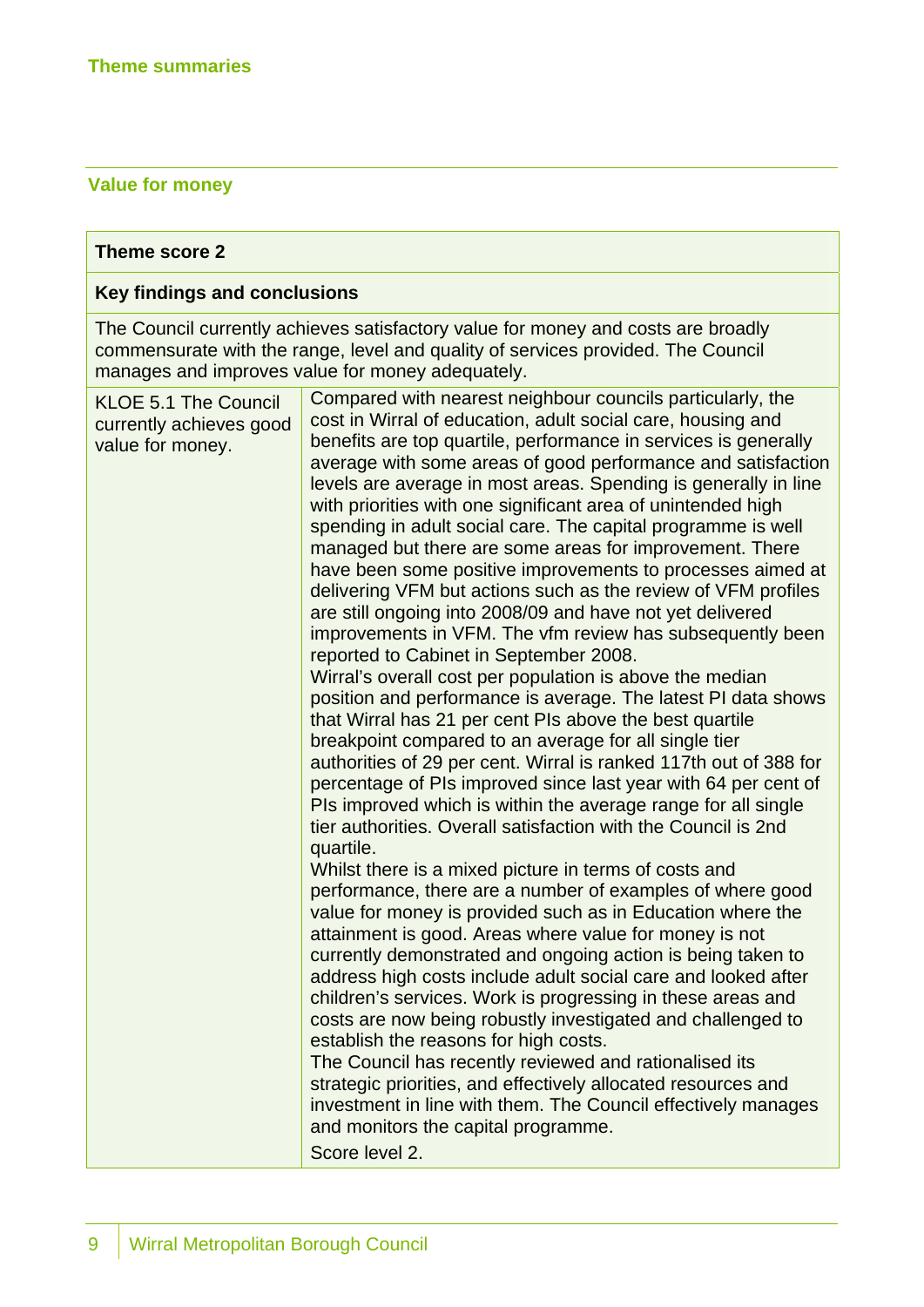## Theme summaries

### Value for money

| Theme score 2 | |
|---|---|
| **Key findings and conclusions** | |
| The Council currently achieves satisfactory value for money and costs are broadly commensurate with the range, level and quality of services provided. The Council manages and improves value for money adequately. | |
| KLOE 5.1 The Council currently achieves good value for money. | Compared with nearest neighbour councils particularly, the cost in Wirral of education, adult social care, housing and benefits are top quartile, performance in services is generally average with some areas of good performance and satisfaction levels are average in most areas. Spending is generally in line with priorities with one significant area of unintended high spending in adult social care. The capital programme is well managed but there are some areas for improvement. There have been some positive improvements to processes aimed at delivering VFM but actions such as the review of VFM profiles are still ongoing into 2008/09 and have not yet delivered improvements in VFM. The vfm review has subsequently been reported to Cabinet in September 2008.<br>Wirral's overall cost per population is above the median position and performance is average. The latest PI data shows that Wirral has 21 per cent PIs above the best quartile breakpoint compared to an average for all single tier authorities of 29 per cent. Wirral is ranked 117th out of 388 for percentage of PIs improved since last year with 64 per cent of PIs improved which is within the average range for all single tier authorities. Overall satisfaction with the Council is 2nd quartile.<br>Whilst there is a mixed picture in terms of costs and performance, there are a number of examples of where good value for money is provided such as in Education where the attainment is good. Areas where value for money is not currently demonstrated and ongoing action is being taken to address high costs include adult social care and looked after children's services. Work is progressing in these areas and costs are now being robustly investigated and challenged to establish the reasons for high costs.<br>The Council has recently reviewed and rationalised its strategic priorities, and effectively allocated resources and investment in line with them. The Council effectively manages and monitors the capital programme.<br>Score level 2. |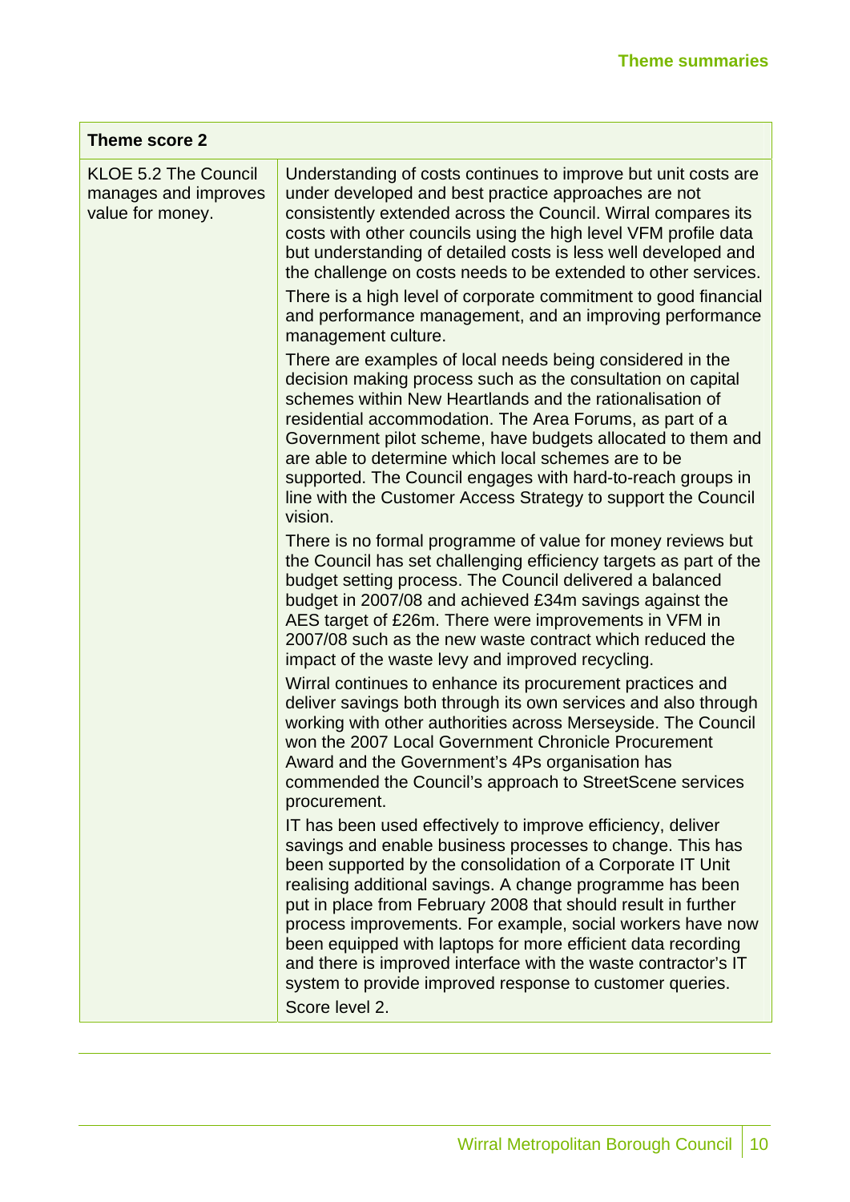| Theme score 2 | |
|---|---|
| KLOE 5.2 The Council manages and improves value for money. | Understanding of costs continues to improve but unit costs are under developed and best practice approaches are not consistently extended across the Council. Wirral compares its costs with other councils using the high level VFM profile data but understanding of detailed costs is less well developed and the challenge on costs needs to be extended to other services.<br>There is a high level of corporate commitment to good financial and performance management, and an improving performance management culture.<br>There are examples of local needs being considered in the decision making process such as the consultation on capital schemes within New Heartlands and the rationalisation of residential accommodation. The Area Forums, as part of a Government pilot scheme, have budgets allocated to them and are able to determine which local schemes are to be supported. The Council engages with hard-to-reach groups in line with the Customer Access Strategy to support the Council vision.<br>There is no formal programme of value for money reviews but the Council has set challenging efficiency targets as part of the budget setting process. The Council delivered a balanced budget in 2007/08 and achieved £34m savings against the AES target of £26m. There were improvements in VFM in 2007/08 such as the new waste contract which reduced the impact of the waste levy and improved recycling.<br>Wirral continues to enhance its procurement practices and deliver savings both through its own services and also through working with other authorities across Merseyside. The Council won the 2007 Local Government Chronicle Procurement Award and the Government's 4Ps organisation has commended the Council's approach to StreetScene services procurement.<br>IT has been used effectively to improve efficiency, deliver savings and enable business processes to change. This has been supported by the consolidation of a Corporate IT Unit realising additional savings. A change programme has been put in place from February 2008 that should result in further process improvements. For example, social workers have now been equipped with laptops for more efficient data recording and there is improved interface with the waste contractor's IT system to provide improved response to customer queries.<br>Score level 2. |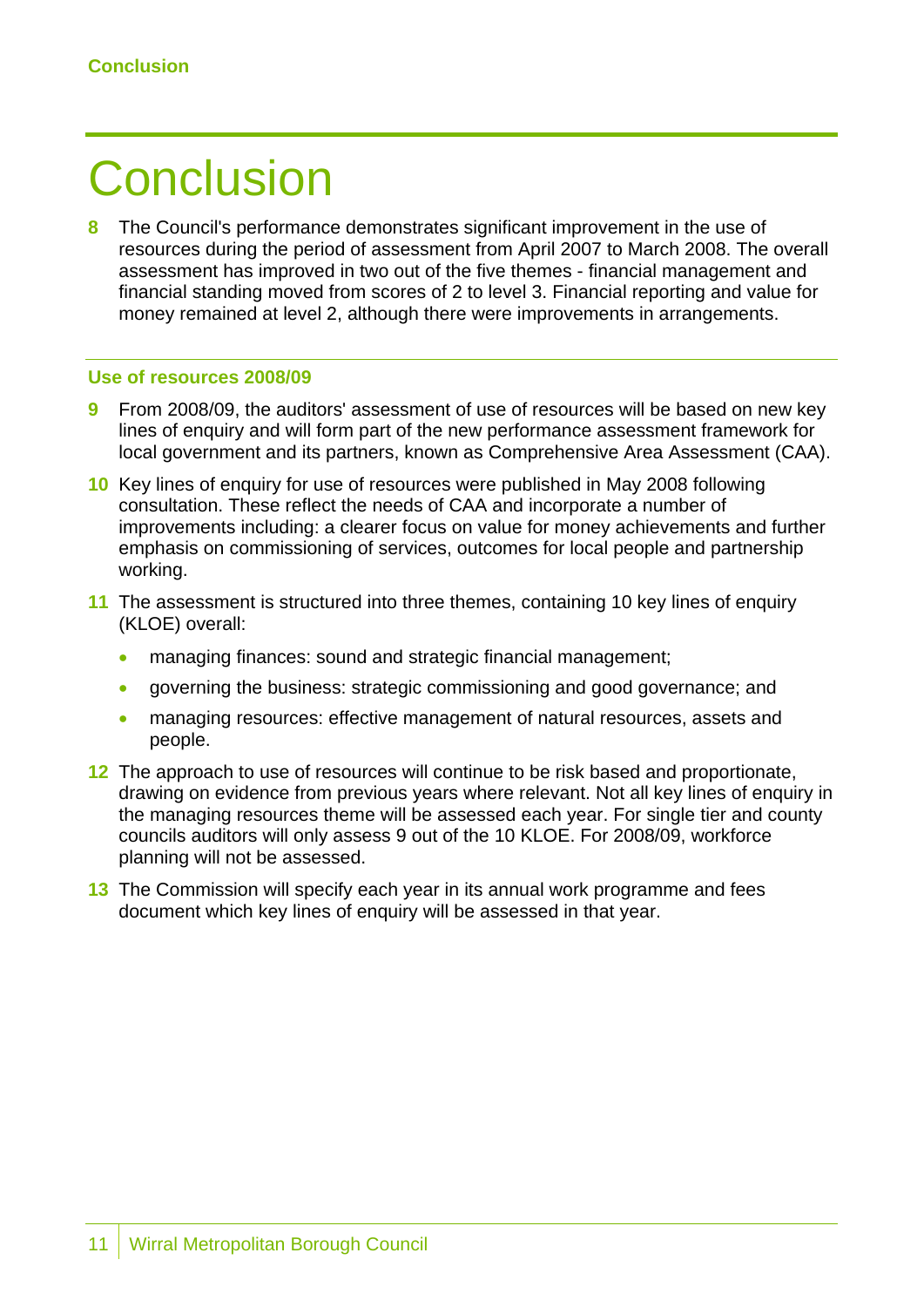# Conclusion

**8** The Council's performance demonstrates significant improvement in the use of resources during the period of assessment from April 2007 to March 2008. The overall assessment has improved in two out of the five themes - financial management and financial standing moved from scores of 2 to level 3. Financial reporting and value for money remained at level 2, although there were improvements in arrangements.

## Use of resources 2008/09

**9** From 2008/09, the auditors' assessment of use of resources will be based on new key lines of enquiry and will form part of the new performance assessment framework for local government and its partners, known as Comprehensive Area Assessment (CAA).

**10** Key lines of enquiry for use of resources were published in May 2008 following consultation. These reflect the needs of CAA and incorporate a number of improvements including: a clearer focus on value for money achievements and further emphasis on commissioning of services, outcomes for local people and partnership working.

**11** The assessment is structured into three themes, containing 10 key lines of enquiry (KLOE) overall:

- managing finances: sound and strategic financial management;
- governing the business: strategic commissioning and good governance; and
- managing resources: effective management of natural resources, assets and people.

**12** The approach to use of resources will continue to be risk based and proportionate, drawing on evidence from previous years where relevant. Not all key lines of enquiry in the managing resources theme will be assessed each year. For single tier and county councils auditors will only assess 9 out of the 10 KLOE. For 2008/09, workforce planning will not be assessed.

**13** The Commission will specify each year in its annual work programme and fees document which key lines of enquiry will be assessed in that year.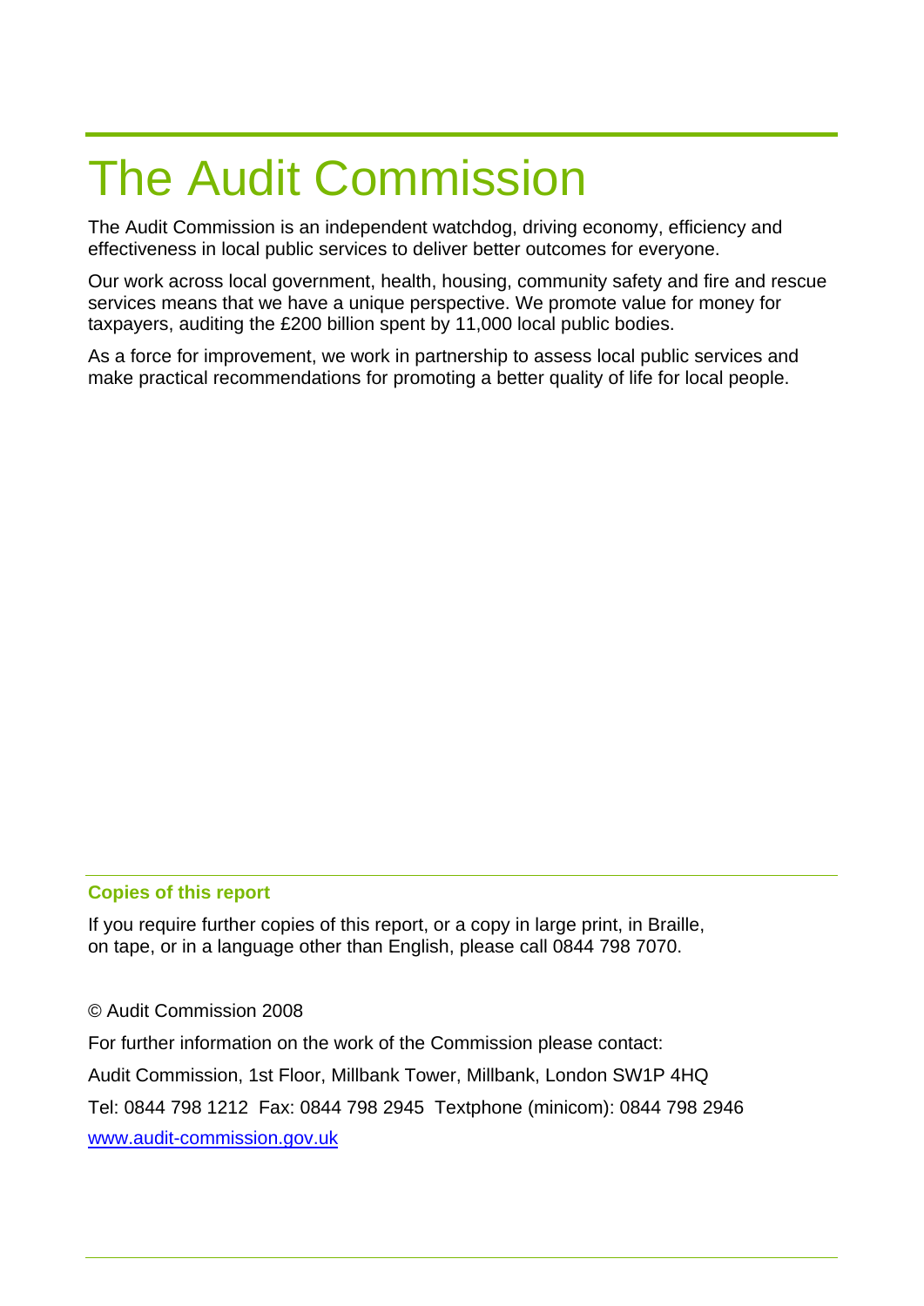# The Audit Commission

The Audit Commission is an independent watchdog, driving economy, efficiency and effectiveness in local public services to deliver better outcomes for everyone.

Our work across local government, health, housing, community safety and fire and rescue services means that we have a unique perspective. We promote value for money for taxpayers, auditing the £200 billion spent by 11,000 local public bodies.

As a force for improvement, we work in partnership to assess local public services and make practical recommendations for promoting a better quality of life for local people.

**Copies of this report**

If you require further copies of this report, or a copy in large print, in Braille, on tape, or in a language other than English, please call 0844 798 7070.

© Audit Commission 2008

For further information on the work of the Commission please contact:

Audit Commission, 1st Floor, Millbank Tower, Millbank, London SW1P 4HQ

Tel: 0844 798 1212 Fax: 0844 798 2945 Textphone (minicom): 0844 798 2946

www.audit-commission.gov.uk